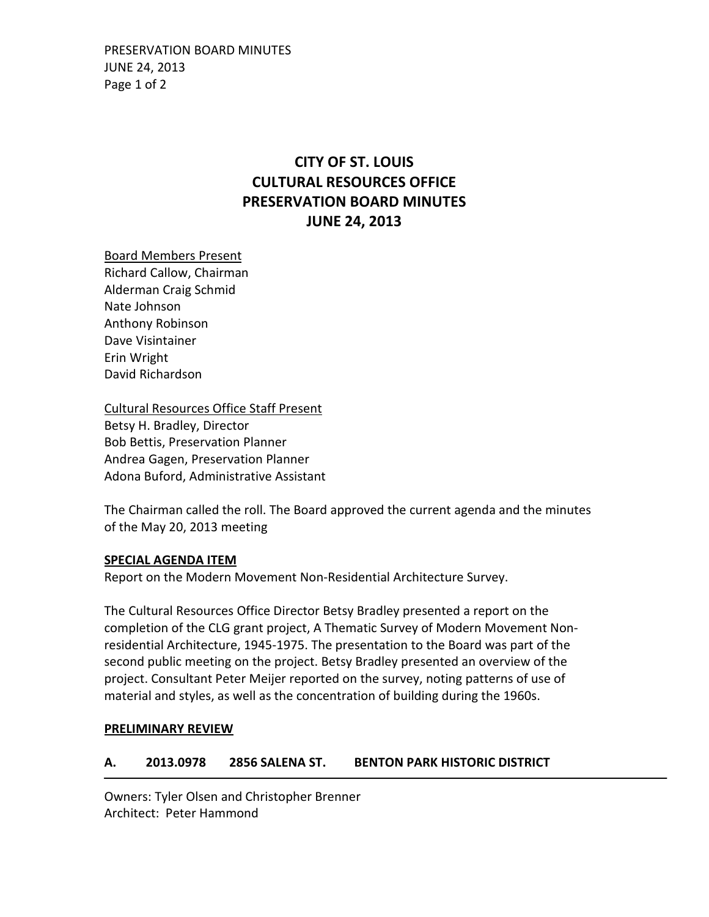# CITY OF ST. LOUIS
# CULTURAL RESOURCES OFFICE
# PRESERVATION BOARD MINUTES
# JUNE 24, 2013

Board Members Present
Richard Callow, Chairman
Alderman Craig Schmid
Nate Johnson
Anthony Robinson
Dave Visintainer
Erin Wright
David Richardson

Cultural Resources Office Staff Present
Betsy H. Bradley, Director
Bob Bettis, Preservation Planner
Andrea Gagen, Preservation Planner
Adona Buford, Administrative Assistant

The Chairman called the roll. The Board approved the current agenda and the minutes of the May 20, 2013 meeting

**SPECIAL AGENDA ITEM**

Report on the Modern Movement Non-Residential Architecture Survey.

The Cultural Resources Office Director Betsy Bradley presented a report on the completion of the CLG grant project, A Thematic Survey of Modern Movement Non-residential Architecture, 1945-1975. The presentation to the Board was part of the second public meeting on the project. Betsy Bradley presented an overview of the project. Consultant Peter Meijer reported on the survey, noting patterns of use of material and styles, as well as the concentration of building during the 1960s.

**PRELIMINARY REVIEW**

**A. 2013.0978 2856 SALENA ST. BENTON PARK HISTORIC DISTRICT**

Owners: Tyler Olsen and Christopher Brenner
Architect: Peter Hammond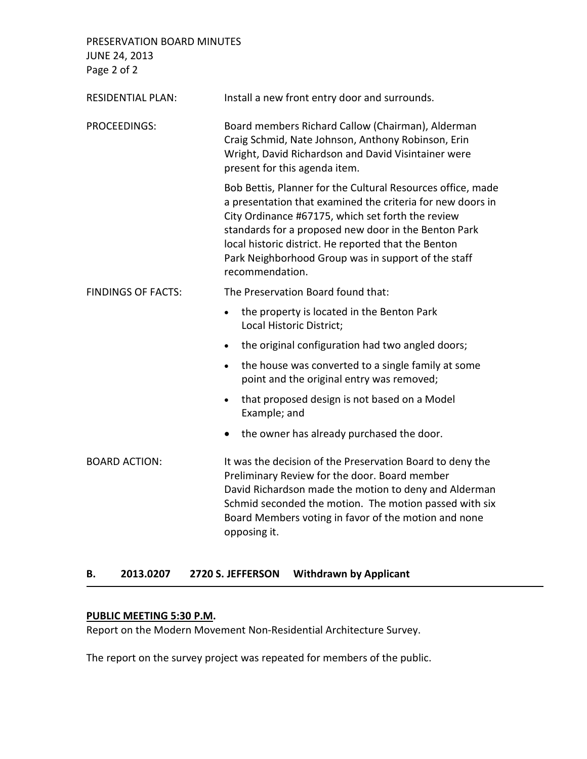RESIDENTIAL PLAN: Install a new front entry door and surrounds.

PROCEEDINGS: Board members Richard Callow (Chairman), Alderman Craig Schmid, Nate Johnson, Anthony Robinson, Erin Wright, David Richardson and David Visintainer were present for this agenda item.

Bob Bettis, Planner for the Cultural Resources office, made a presentation that examined the criteria for new doors in City Ordinance #67175, which set forth the review standards for a proposed new door in the Benton Park local historic district. He reported that the Benton Park Neighborhood Group was in support of the staff recommendation.

FINDINGS OF FACTS: The Preservation Board found that:

- the property is located in the Benton Park Local Historic District;
- the original configuration had two angled doors;
- the house was converted to a single family at some point and the original entry was removed;
- that proposed design is not based on a Model Example; and
- the owner has already purchased the door.

BOARD ACTION: It was the decision of the Preservation Board to deny the Preliminary Review for the door. Board member David Richardson made the motion to deny and Alderman Schmid seconded the motion. The motion passed with six Board Members voting in favor of the motion and none opposing it.

**B. 2013.0207 2720 S. JEFFERSON Withdrawn by Applicant**

---

**PUBLIC MEETING 5:30 P.M.**

Report on the Modern Movement Non-Residential Architecture Survey.

The report on the survey project was repeated for members of the public.